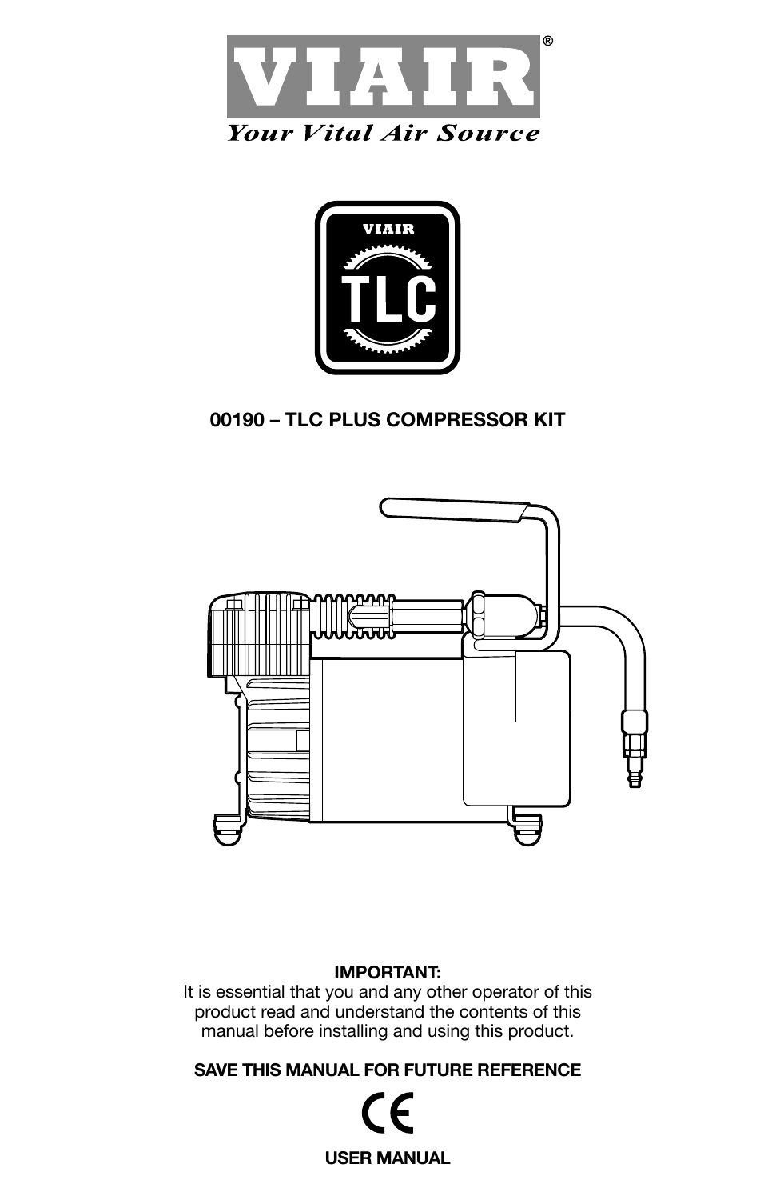# VIAIR®

*Your Vital Air Source*

VIAIR

TLC

## 00190 – TLC PLUS COMPRESSOR KIT

**IMPORTANT:**
It is essential that you and any other operator of this product read and understand the contents of this manual before installing and using this product.

**SAVE THIS MANUAL FOR FUTURE REFERENCE**

CE

**USER MANUAL**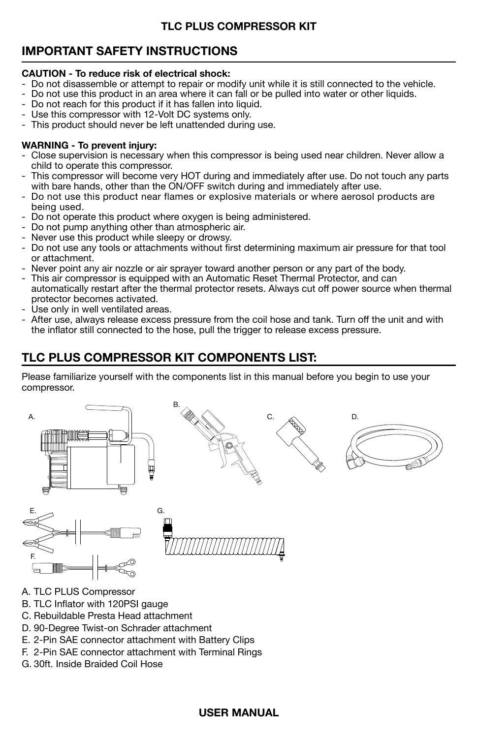**TLC PLUS COMPRESSOR KIT**

## IMPORTANT SAFETY INSTRUCTIONS

**CAUTION - To reduce risk of electrical shock:**

- Do not disassemble or attempt to repair or modify unit while it is still connected to the vehicle.
- Do not use this product in an area where it can fall or be pulled into water or other liquids.
- Do not reach for this product if it has fallen into liquid.
- Use this compressor with 12-Volt DC systems only.
- This product should never be left unattended during use.

**WARNING - To prevent injury:**

- Close supervision is necessary when this compressor is being used near children. Never allow a child to operate this compressor.
- This compressor will become very HOT during and immediately after use. Do not touch any parts with bare hands, other than the ON/OFF switch during and immediately after use.
- Do not use this product near flames or explosive materials or where aerosol products are being used.
- Do not operate this product where oxygen is being administered.
- Do not pump anything other than atmospheric air.
- Never use this product while sleepy or drowsy.
- Do not use any tools or attachments without first determining maximum air pressure for that tool or attachment.
- Never point any air nozzle or air sprayer toward another person or any part of the body.
- This air compressor is equipped with an Automatic Reset Thermal Protector, and can automatically restart after the thermal protector resets. Always cut off power source when thermal protector becomes activated.
- Use only in well ventilated areas.
- After use, always release excess pressure from the coil hose and tank. Turn off the unit and with the inflator still connected to the hose, pull the trigger to release excess pressure.

## TLC PLUS COMPRESSOR KIT COMPONENTS LIST:

Please familiarize yourself with the components list in this manual before you begin to use your compressor.

A. TLC PLUS Compressor
B. TLC Inflator with 120PSI gauge
C. Rebuildable Presta Head attachment
D. 90-Degree Twist-on Schrader attachment
E. 2-Pin SAE connector attachment with Battery Clips
F. 2-Pin SAE connector attachment with Terminal Rings
G. 30ft. Inside Braided Coil Hose

**USER MANUAL**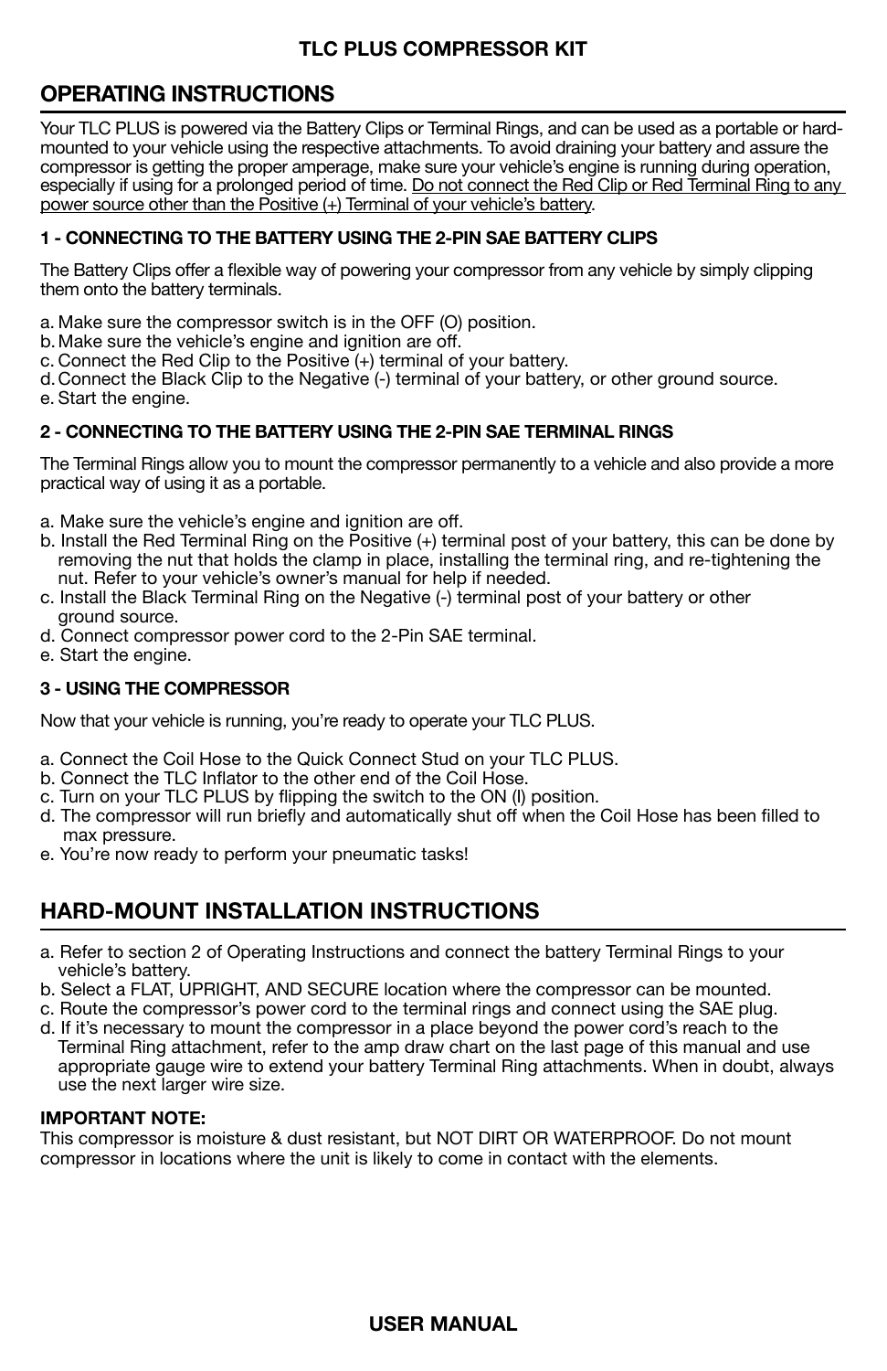**TLC PLUS COMPRESSOR KIT**

## OPERATING INSTRUCTIONS

Your TLC PLUS is powered via the Battery Clips or Terminal Rings, and can be used as a portable or hard-mounted to your vehicle using the respective attachments. To avoid draining your battery and assure the compressor is getting the proper amperage, make sure your vehicle's engine is running during operation, especially if using for a prolonged period of time. <u>Do not connect the Red Clip or Red Terminal Ring to any power source other than the Positive (+) Terminal of your vehicle's battery</u>.

### 1 - CONNECTING TO THE BATTERY USING THE 2-PIN SAE BATTERY CLIPS

The Battery Clips offer a flexible way of powering your compressor from any vehicle by simply clipping them onto the battery terminals.

a. Make sure the compressor switch is in the OFF (O) position.
b. Make sure the vehicle's engine and ignition are off.
c. Connect the Red Clip to the Positive (+) terminal of your battery.
d. Connect the Black Clip to the Negative (-) terminal of your battery, or other ground source.
e. Start the engine.

### 2 - CONNECTING TO THE BATTERY USING THE 2-PIN SAE TERMINAL RINGS

The Terminal Rings allow you to mount the compressor permanently to a vehicle and also provide a more practical way of using it as a portable.

a. Make sure the vehicle's engine and ignition are off.
b. Install the Red Terminal Ring on the Positive (+) terminal post of your battery, this can be done by removing the nut that holds the clamp in place, installing the terminal ring, and re-tightening the nut. Refer to your vehicle's owner's manual for help if needed.
c. Install the Black Terminal Ring on the Negative (-) terminal post of your battery or other ground source.
d. Connect compressor power cord to the 2-Pin SAE terminal.
e. Start the engine.

### 3 - USING THE COMPRESSOR

Now that your vehicle is running, you're ready to operate your TLC PLUS.

a. Connect the Coil Hose to the Quick Connect Stud on your TLC PLUS.
b. Connect the TLC Inflator to the other end of the Coil Hose.
c. Turn on your TLC PLUS by flipping the switch to the ON (I) position.
d. The compressor will run briefly and automatically shut off when the Coil Hose has been filled to max pressure.
e. You're now ready to perform your pneumatic tasks!

## HARD-MOUNT INSTALLATION INSTRUCTIONS

a. Refer to section 2 of Operating Instructions and connect the battery Terminal Rings to your vehicle's battery.
b. Select a FLAT, UPRIGHT, AND SECURE location where the compressor can be mounted.
c. Route the compressor's power cord to the terminal rings and connect using the SAE plug.
d. If it's necessary to mount the compressor in a place beyond the power cord's reach to the Terminal Ring attachment, refer to the amp draw chart on the last page of this manual and use appropriate gauge wire to extend your battery Terminal Ring attachments. When in doubt, always use the next larger wire size.

**IMPORTANT NOTE:**
This compressor is moisture & dust resistant, but NOT DIRT OR WATERPROOF. Do not mount compressor in locations where the unit is likely to come in contact with the elements.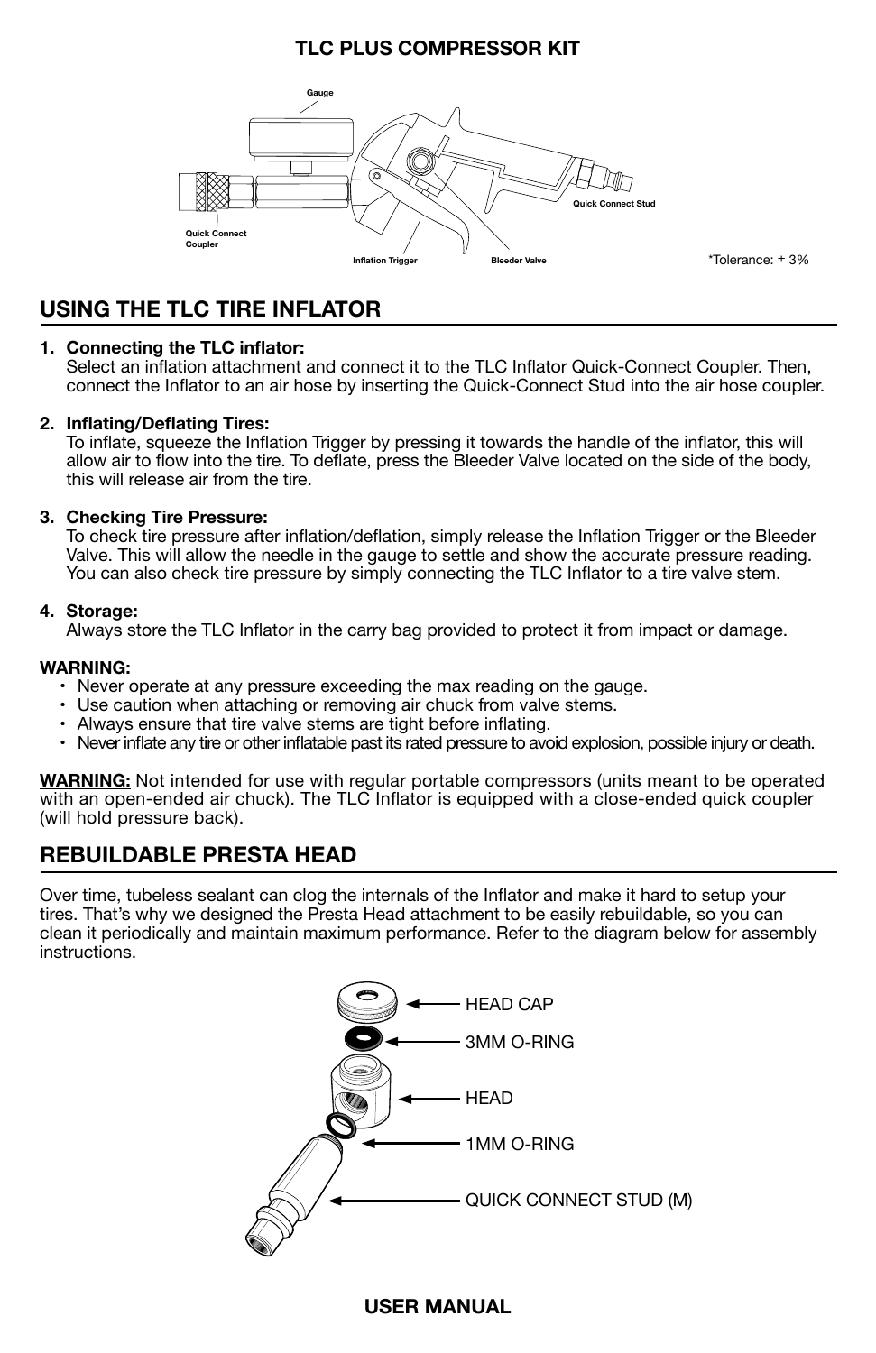**TLC PLUS COMPRESSOR KIT**

Gauge

Quick Connect Coupler

Inflation Trigger

Bleeder Valve

Quick Connect Stud

*Tolerance: ± 3%

## USING THE TLC TIRE INFLATOR

1. **Connecting the TLC inflator:**
   Select an inflation attachment and connect it to the TLC Inflator Quick-Connect Coupler. Then, connect the Inflator to an air hose by inserting the Quick-Connect Stud into the air hose coupler.

2. **Inflating/Deflating Tires:**
   To inflate, squeeze the Inflation Trigger by pressing it towards the handle of the inflator, this will allow air to flow into the tire. To deflate, press the Bleeder Valve located on the side of the body, this will release air from the tire.

3. **Checking Tire Pressure:**
   To check tire pressure after inflation/deflation, simply release the Inflation Trigger or the Bleeder Valve. This will allow the needle in the gauge to settle and show the accurate pressure reading. You can also check tire pressure by simply connecting the TLC Inflator to a tire valve stem.

4. **Storage:**
   Always store the TLC Inflator in the carry bag provided to protect it from impact or damage.

**WARNING:**

- Never operate at any pressure exceeding the max reading on the gauge.
- Use caution when attaching or removing air chuck from valve stems.
- Always ensure that tire valve stems are tight before inflating.
- Never inflate any tire or other inflatable past its rated pressure to avoid explosion, possible injury or death.

**WARNING:** Not intended for use with regular portable compressors (units meant to be operated with an open-ended air chuck). The TLC Inflator is equipped with a close-ended quick coupler (will hold pressure back).

## REBUILDABLE PRESTA HEAD

Over time, tubeless sealant can clog the internals of the Inflator and make it hard to setup your tires. That's why we designed the Presta Head attachment to be easily rebuildable, so you can clean it periodically and maintain maximum performance. Refer to the diagram below for assembly instructions.

HEAD CAP

3MM O-RING

HEAD

1MM O-RING

QUICK CONNECT STUD (M)

**USER MANUAL**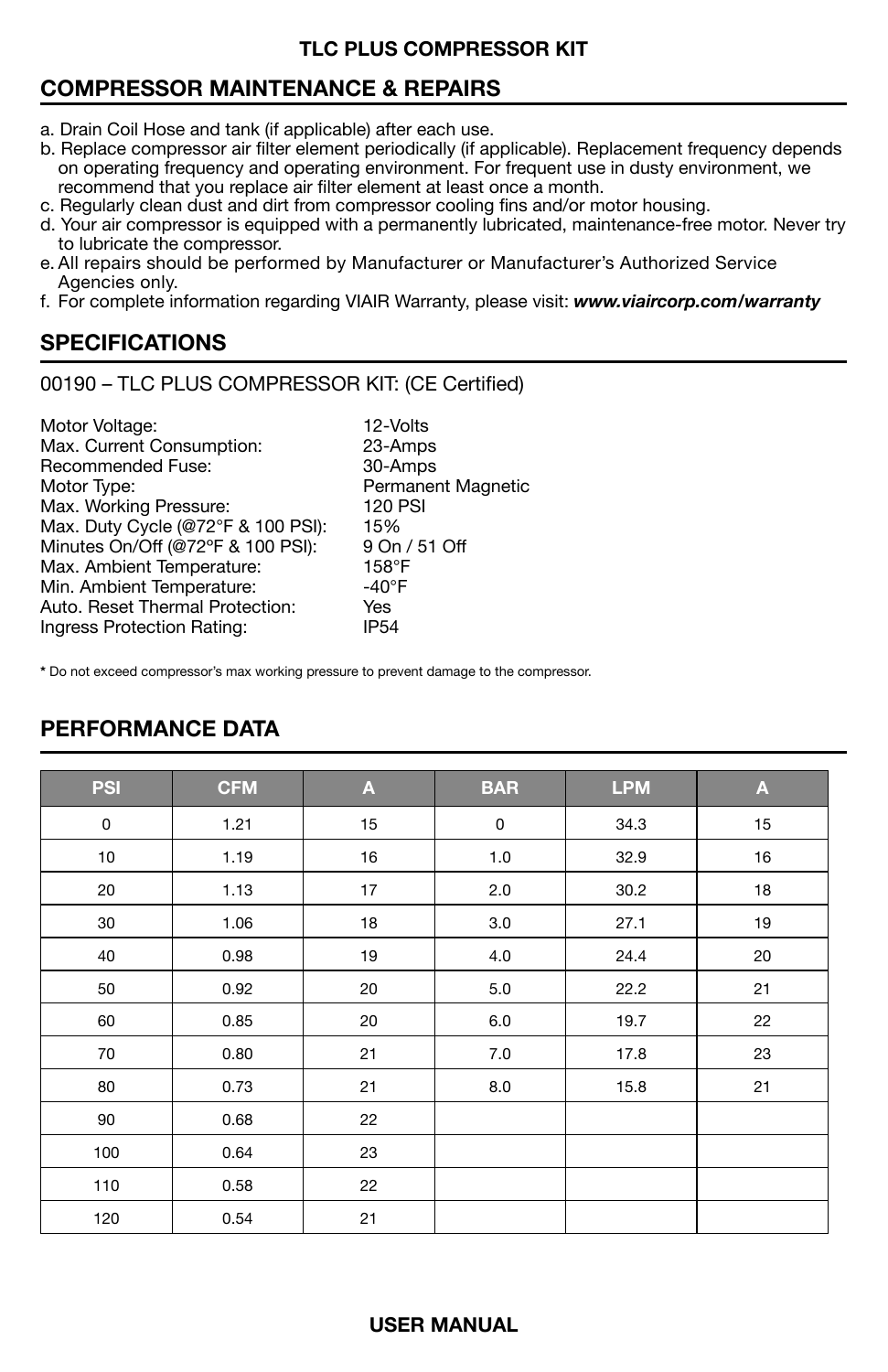## COMPRESSOR MAINTENANCE & REPAIRS

a. Drain Coil Hose and tank (if applicable) after each use.
b. Replace compressor air filter element periodically (if applicable). Replacement frequency depends on operating frequency and operating environment. For frequent use in dusty environment, we recommend that you replace air filter element at least once a month.
c. Regularly clean dust and dirt from compressor cooling fins and/or motor housing.
d. Your air compressor is equipped with a permanently lubricated, maintenance-free motor. Never try to lubricate the compressor.
e. All repairs should be performed by Manufacturer or Manufacturer's Authorized Service Agencies only.
f. For complete information regarding VIAIR Warranty, please visit: ***www.viaircorp.com/warranty***

## SPECIFICATIONS

00190 – TLC PLUS COMPRESSOR KIT: (CE Certified)

| | |
|---|---|
| Motor Voltage: | 12-Volts |
| Max. Current Consumption: | 23-Amps |
| Recommended Fuse: | 30-Amps |
| Motor Type: | Permanent Magnetic |
| Max. Working Pressure: | 120 PSI |
| Max. Duty Cycle (@72°F & 100 PSI): | 15% |
| Minutes On/Off (@72°F & 100 PSI): | 9 On / 51 Off |
| Max. Ambient Temperature: | 158°F |
| Min. Ambient Temperature: | -40°F |
| Auto. Reset Thermal Protection: | Yes |
| Ingress Protection Rating: | IP54 |

**\*** Do not exceed compressor's max working pressure to prevent damage to the compressor.

## PERFORMANCE DATA

| PSI | CFM | A | BAR | LPM | A |
|---|---|---|---|---|---|
| 0 | 1.21 | 15 | 0 | 34.3 | 15 |
| 10 | 1.19 | 16 | 1.0 | 32.9 | 16 |
| 20 | 1.13 | 17 | 2.0 | 30.2 | 18 |
| 30 | 1.06 | 18 | 3.0 | 27.1 | 19 |
| 40 | 0.98 | 19 | 4.0 | 24.4 | 20 |
| 50 | 0.92 | 20 | 5.0 | 22.2 | 21 |
| 60 | 0.85 | 20 | 6.0 | 19.7 | 22 |
| 70 | 0.80 | 21 | 7.0 | 17.8 | 23 |
| 80 | 0.73 | 21 | 8.0 | 15.8 | 21 |
| 90 | 0.68 | 22 | | | |
| 100 | 0.64 | 23 | | | |
| 110 | 0.58 | 22 | | | |
| 120 | 0.54 | 21 | | | |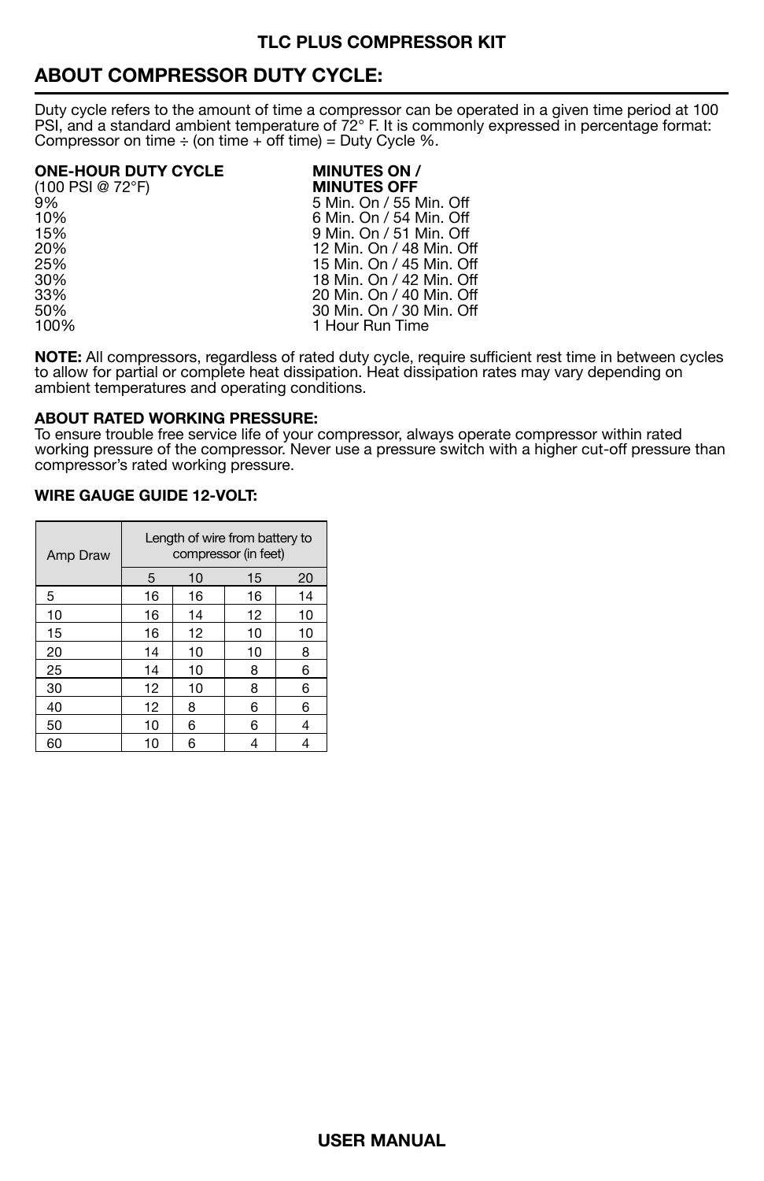## ABOUT COMPRESSOR DUTY CYCLE:

Duty cycle refers to the amount of time a compressor can be operated in a given time period at 100 PSI, and a standard ambient temperature of 72° F. It is commonly expressed in percentage format: Compressor on time ÷ (on time + off time) = Duty Cycle %.

| **ONE-HOUR DUTY CYCLE** (100 PSI @ 72°F) | **MINUTES ON / MINUTES OFF** |
|---|---|
| 9% | 5 Min. On / 55 Min. Off |
| 10% | 6 Min. On / 54 Min. Off |
| 15% | 9 Min. On / 51 Min. Off |
| 20% | 12 Min. On / 48 Min. Off |
| 25% | 15 Min. On / 45 Min. Off |
| 30% | 18 Min. On / 42 Min. Off |
| 33% | 20 Min. On / 40 Min. Off |
| 50% | 30 Min. On / 30 Min. Off |
| 100% | 1 Hour Run Time |

**NOTE:** All compressors, regardless of rated duty cycle, require sufficient rest time in between cycles to allow for partial or complete heat dissipation. Heat dissipation rates may vary depending on ambient temperatures and operating conditions.

**ABOUT RATED WORKING PRESSURE:**
To ensure trouble free service life of your compressor, always operate compressor within rated working pressure of the compressor. Never use a pressure switch with a higher cut-off pressure than compressor's rated working pressure.

**WIRE GAUGE GUIDE 12-VOLT:**

| Amp Draw | Length of wire from battery to compressor (in feet) | | | |
|---|---|---|---|---|
| | 5 | 10 | 15 | 20 |
| 5 | 16 | 16 | 16 | 14 |
| 10 | 16 | 14 | 12 | 10 |
| 15 | 16 | 12 | 10 | 10 |
| 20 | 14 | 10 | 10 | 8 |
| 25 | 14 | 10 | 8 | 6 |
| 30 | 12 | 10 | 8 | 6 |
| 40 | 12 | 8 | 6 | 6 |
| 50 | 10 | 6 | 6 | 4 |
| 60 | 10 | 6 | 4 | 4 |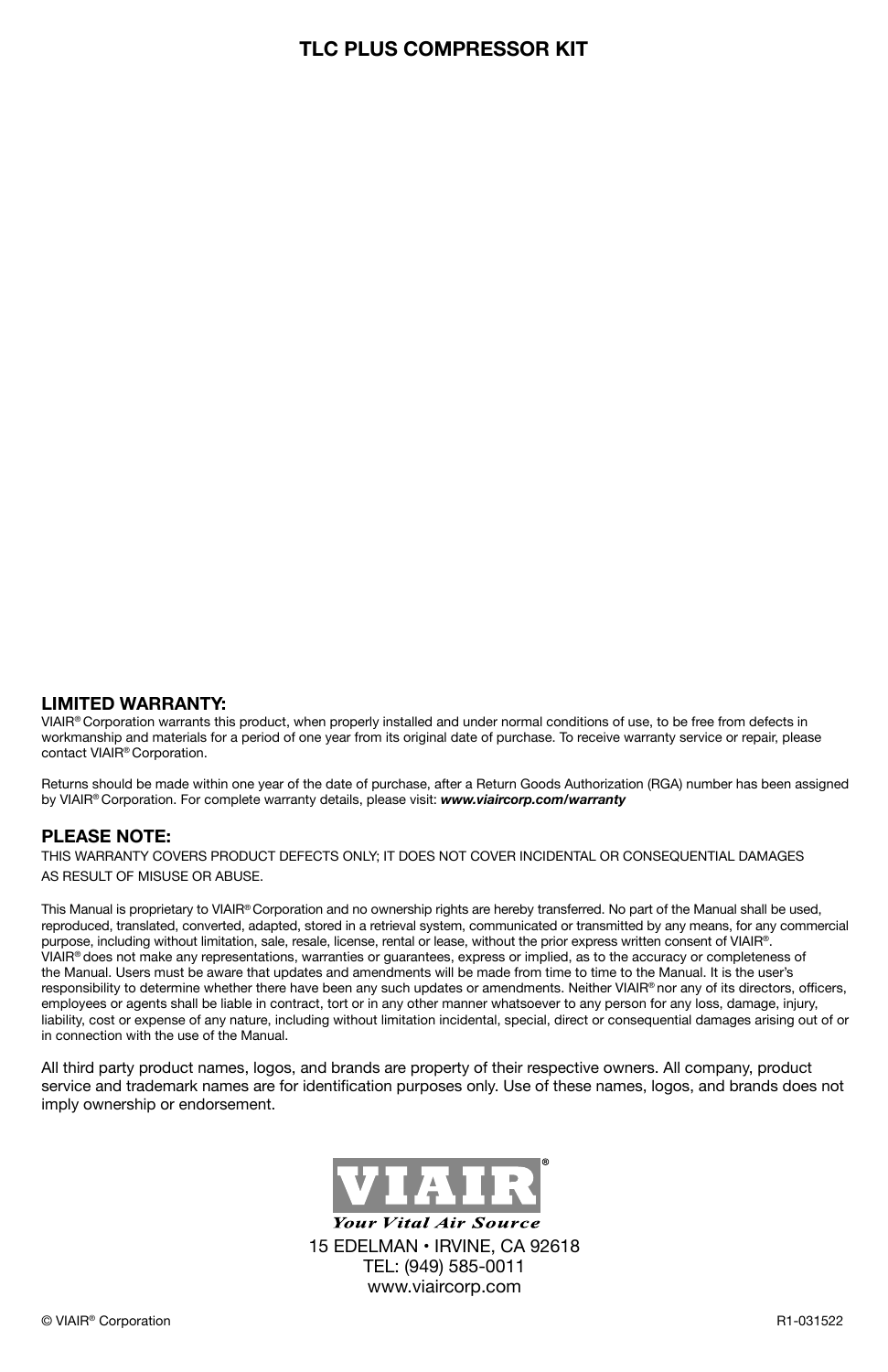# TLC PLUS COMPRESSOR KIT

## LIMITED WARRANTY:

VIAIR® Corporation warrants this product, when properly installed and under normal conditions of use, to be free from defects in workmanship and materials for a period of one year from its original date of purchase. To receive warranty service or repair, please contact VIAIR® Corporation.

Returns should be made within one year of the date of purchase, after a Return Goods Authorization (RGA) number has been assigned by VIAIR® Corporation. For complete warranty details, please visit: ***www.viaircorp.com/warranty***

## PLEASE NOTE:

THIS WARRANTY COVERS PRODUCT DEFECTS ONLY; IT DOES NOT COVER INCIDENTAL OR CONSEQUENTIAL DAMAGES AS RESULT OF MISUSE OR ABUSE.

This Manual is proprietary to VIAIR® Corporation and no ownership rights are hereby transferred. No part of the Manual shall be used, reproduced, translated, converted, adapted, stored in a retrieval system, communicated or transmitted by any means, for any commercial purpose, including without limitation, sale, resale, license, rental or lease, without the prior express written consent of VIAIR®.
VIAIR® does not make any representations, warranties or guarantees, express or implied, as to the accuracy or completeness of the Manual. Users must be aware that updates and amendments will be made from time to time to the Manual. It is the user's responsibility to determine whether there have been any such updates or amendments. Neither VIAIR® nor any of its directors, officers, employees or agents shall be liable in contract, tort or in any other manner whatsoever to any person for any loss, damage, injury, liability, cost or expense of any nature, including without limitation incidental, special, direct or consequential damages arising out of or in connection with the use of the Manual.

All third party product names, logos, and brands are property of their respective owners. All company, product service and trademark names are for identification purposes only. Use of these names, logos, and brands does not imply ownership or endorsement.

VIAIR®
*Your Vital Air Source*

15 EDELMAN • IRVINE, CA 92618
TEL: (949) 585-0011
www.viaircorp.com

© VIAIR® Corporation

R1-031522